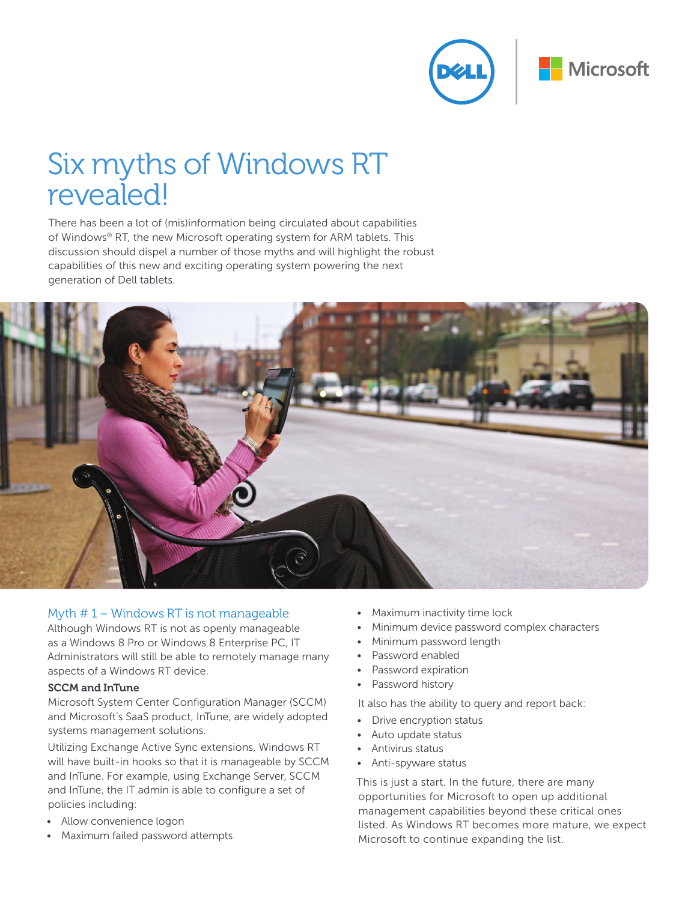# Six myths of Windows RT revealed!

There has been a lot of (mis)information being circulated about capabilities of Windows® RT, the new Microsoft operating system for ARM tablets. This discussion should dispel a number of those myths and will highlight the robust capabilities of this new and exciting operating system powering the next generation of Dell tablets.

## Myth # 1 – Windows RT is not manageable

Although Windows RT is not as openly manageable as a Windows 8 Pro or Windows 8 Enterprise PC, IT Administrators will still be able to remotely manage many aspects of a Windows RT device.

**SCCM and InTune**

Microsoft System Center Configuration Manager (SCCM) and Microsoft's SaaS product, InTune, are widely adopted systems management solutions.

Utilizing Exchange Active Sync extensions, Windows RT will have built-in hooks so that it is manageable by SCCM and InTune. For example, using Exchange Server, SCCM and InTune, the IT admin is able to configure a set of policies including:

- Allow convenience logon
- Maximum failed password attempts
- Maximum inactivity time lock
- Minimum device password complex characters
- Minimum password length
- Password enabled
- Password expiration
- Password history

It also has the ability to query and report back:

- Drive encryption status
- Auto update status
- Antivirus status
- Anti-spyware status

This is just a start. In the future, there are many opportunities for Microsoft to open up additional management capabilities beyond these critical ones listed. As Windows RT becomes more mature, we expect Microsoft to continue expanding the list.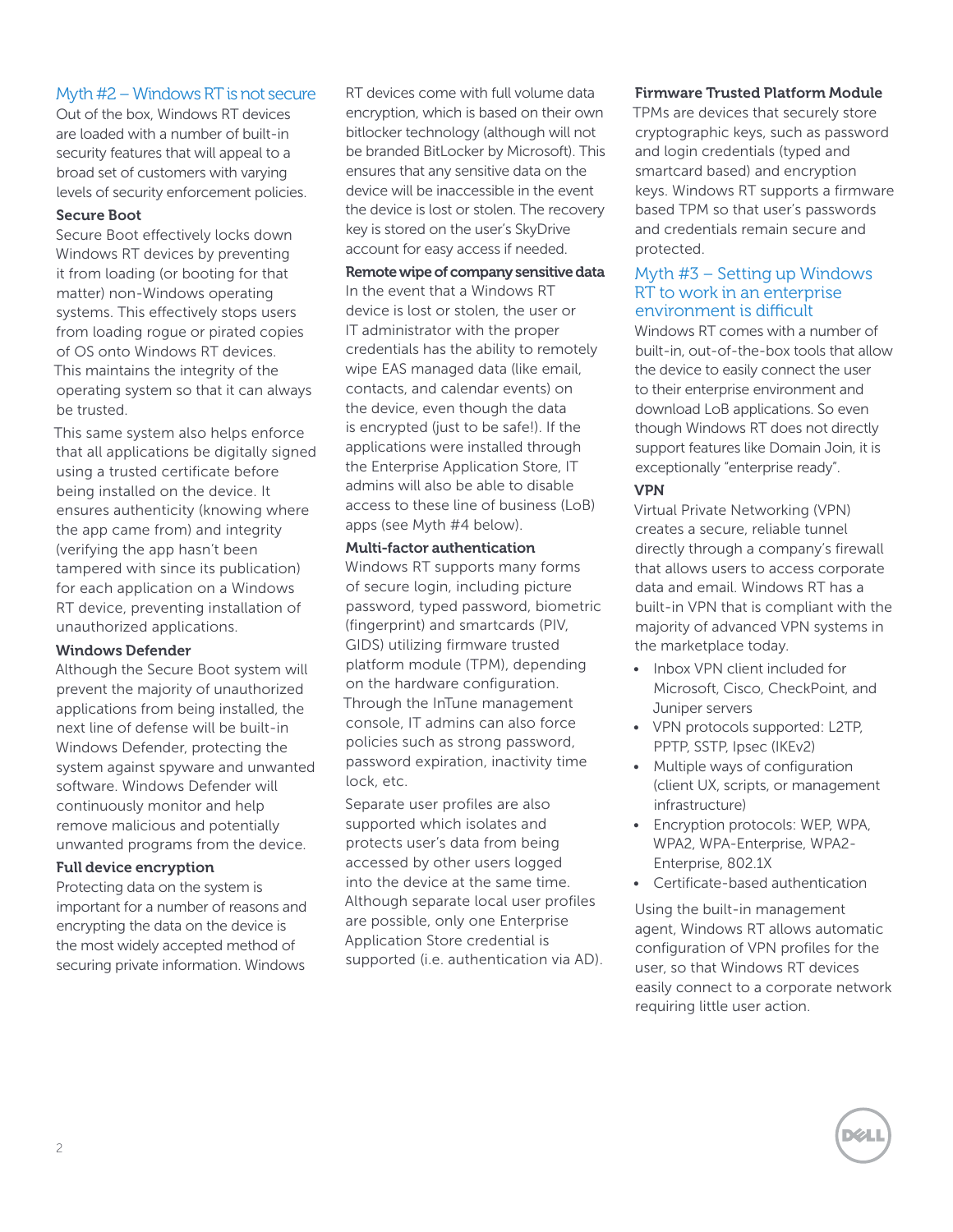## Myth #2 – Windows RT is not secure

Out of the box, Windows RT devices are loaded with a number of built-in security features that will appeal to a broad set of customers with varying levels of security enforcement policies.

### Secure Boot

Secure Boot effectively locks down Windows RT devices by preventing it from loading (or booting for that matter) non-Windows operating systems. This effectively stops users from loading rogue or pirated copies of OS onto Windows RT devices. This maintains the integrity of the operating system so that it can always be trusted.

This same system also helps enforce that all applications be digitally signed using a trusted certificate before being installed on the device. It ensures authenticity (knowing where the app came from) and integrity (verifying the app hasn't been tampered with since its publication) for each application on a Windows RT device, preventing installation of unauthorized applications.

### Windows Defender

Although the Secure Boot system will prevent the majority of unauthorized applications from being installed, the next line of defense will be built-in Windows Defender, protecting the system against spyware and unwanted software. Windows Defender will continuously monitor and help remove malicious and potentially unwanted programs from the device.

### Full device encryption

Protecting data on the system is important for a number of reasons and encrypting the data on the device is the most widely accepted method of securing private information. Windows RT devices come with full volume data encryption, which is based on their own bitlocker technology (although will not be branded BitLocker by Microsoft). This ensures that any sensitive data on the device will be inaccessible in the event the device is lost or stolen. The recovery key is stored on the user's SkyDrive account for easy access if needed.

### Remote wipe of company sensitive data

In the event that a Windows RT device is lost or stolen, the user or IT administrator with the proper credentials has the ability to remotely wipe EAS managed data (like email, contacts, and calendar events) on the device, even though the data is encrypted (just to be safe!). If the applications were installed through the Enterprise Application Store, IT admins will also be able to disable access to these line of business (LoB) apps (see Myth #4 below).

### Multi-factor authentication

Windows RT supports many forms of secure login, including picture password, typed password, biometric (fingerprint) and smartcards (PIV, GIDS) utilizing firmware trusted platform module (TPM), depending on the hardware configuration. Through the InTune management console, IT admins can also force policies such as strong password, password expiration, inactivity time lock, etc.

Separate user profiles are also supported which isolates and protects user's data from being accessed by other users logged into the device at the same time. Although separate local user profiles are possible, only one Enterprise Application Store credential is supported (i.e. authentication via AD).

### Firmware Trusted Platform Module

TPMs are devices that securely store cryptographic keys, such as password and login credentials (typed and smartcard based) and encryption keys. Windows RT supports a firmware based TPM so that user's passwords and credentials remain secure and protected.

## Myth #3 – Setting up Windows RT to work in an enterprise environment is difficult

Windows RT comes with a number of built-in, out-of-the-box tools that allow the device to easily connect the user to their enterprise environment and download LoB applications. So even though Windows RT does not directly support features like Domain Join, it is exceptionally "enterprise ready".

### VPN

Virtual Private Networking (VPN) creates a secure, reliable tunnel directly through a company's firewall that allows users to access corporate data and email. Windows RT has a built-in VPN that is compliant with the majority of advanced VPN systems in the marketplace today.

- Inbox VPN client included for Microsoft, Cisco, CheckPoint, and Juniper servers
- VPN protocols supported: L2TP, PPTP, SSTP, Ipsec (IKEv2)
- Multiple ways of configuration (client UX, scripts, or management infrastructure)
- Encryption protocols: WEP, WPA, WPA2, WPA-Enterprise, WPA2-Enterprise, 802.1X
- Certificate-based authentication

Using the built-in management agent, Windows RT allows automatic configuration of VPN profiles for the user, so that Windows RT devices easily connect to a corporate network requiring little user action.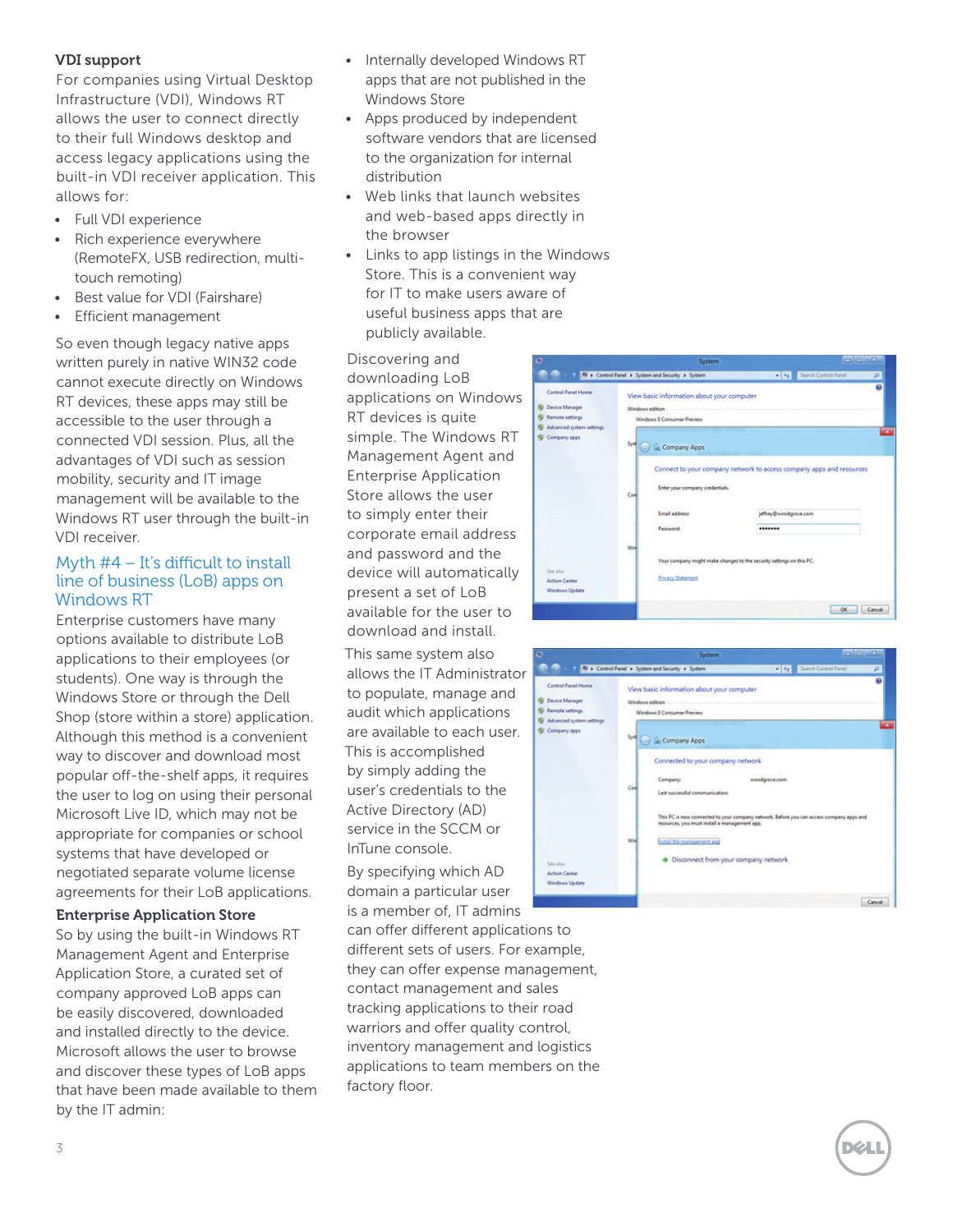### VDI support

For companies using Virtual Desktop Infrastructure (VDI), Windows RT allows the user to connect directly to their full Windows desktop and access legacy applications using the built-in VDI receiver application. This allows for:

- Full VDI experience
- Rich experience everywhere (RemoteFX, USB redirection, multi-touch remoting)
- Best value for VDI (Fairshare)
- Efficient management

So even though legacy native apps written purely in native WIN32 code cannot execute directly on Windows RT devices, these apps may still be accessible to the user through a connected VDI session. Plus, all the advantages of VDI such as session mobility, security and IT image management will be available to the Windows RT user through the built-in VDI receiver.

## Myth #4 – It's difficult to install line of business (LoB) apps on Windows RT

Enterprise customers have many options available to distribute LoB applications to their employees (or students). One way is through the Windows Store or through the Dell Shop (store within a store) application. Although this method is a convenient way to discover and download most popular off-the-shelf apps, it requires the user to log on using their personal Microsoft Live ID, which may not be appropriate for companies or school systems that have developed or negotiated separate volume license agreements for their LoB applications.

### Enterprise Application Store

So by using the built-in Windows RT Management Agent and Enterprise Application Store, a curated set of company approved LoB apps can be easily discovered, downloaded and installed directly to the device. Microsoft allows the user to browse and discover these types of LoB apps that have been made available to them by the IT admin:

- Internally developed Windows RT apps that are not published in the Windows Store
- Apps produced by independent software vendors that are licensed to the organization for internal distribution
- Web links that launch websites and web-based apps directly in the browser
- Links to app listings in the Windows Store. This is a convenient way for IT to make users aware of useful business apps that are publicly available.

Discovering and downloading LoB applications on Windows RT devices is quite simple. The Windows RT Management Agent and Enterprise Application Store allows the user to simply enter their corporate email address and password and the device will automatically present a set of LoB available for the user to download and install.

This same system also allows the IT Administrator to populate, manage and audit which applications are available to each user. This is accomplished by simply adding the user's credentials to the Active Directory (AD) service in the SCCM or InTune console.

By specifying which AD domain a particular user is a member of, IT admins can offer different applications to different sets of users. For example, they can offer expense management, contact management and sales tracking applications to their road warriors and offer quality control, inventory management and logistics applications to team members on the factory floor.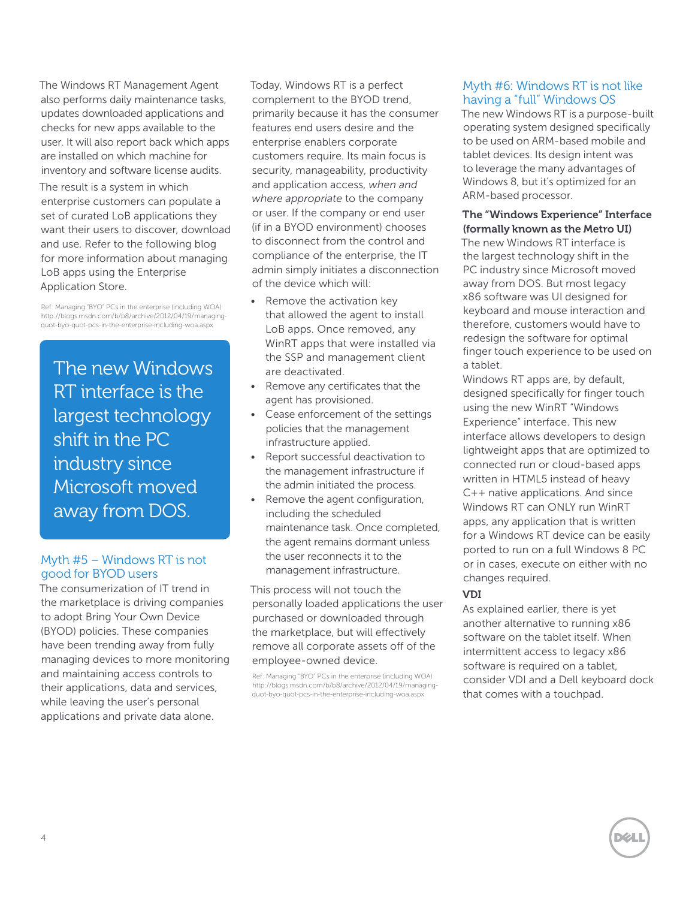The Windows RT Management Agent also performs daily maintenance tasks, updates downloaded applications and checks for new apps available to the user. It will also report back which apps are installed on which machine for inventory and software license audits.

The result is a system in which enterprise customers can populate a set of curated LoB applications they want their users to discover, download and use. Refer to the following blog for more information about managing LoB apps using the Enterprise Application Store.

Ref: Managing "BYO" PCs in the enterprise (including WOA) http://blogs.msdn.com/b/b8/archive/2012/04/19/managing-quot-byo-quot-pcs-in-the-enterprise-including-woa.aspx

> The new Windows RT interface is the largest technology shift in the PC industry since Microsoft moved away from DOS.

## Myth #5 – Windows RT is not good for BYOD users

The consumerization of IT trend in the marketplace is driving companies to adopt Bring Your Own Device (BYOD) policies. These companies have been trending away from fully managing devices to more monitoring and maintaining access controls to their applications, data and services, while leaving the user's personal applications and private data alone.

Today, Windows RT is a perfect complement to the BYOD trend, primarily because it has the consumer features end users desire and the enterprise enablers corporate customers require. Its main focus is security, manageability, productivity and application access, *when and where appropriate* to the company or user. If the company or end user (if in a BYOD environment) chooses to disconnect from the control and compliance of the enterprise, the IT admin simply initiates a disconnection of the device which will:

- Remove the activation key that allowed the agent to install LoB apps. Once removed, any WinRT apps that were installed via the SSP and management client are deactivated.
- Remove any certificates that the agent has provisioned.
- Cease enforcement of the settings policies that the management infrastructure applied.
- Report successful deactivation to the management infrastructure if the admin initiated the process.
- Remove the agent configuration, including the scheduled maintenance task. Once completed, the agent remains dormant unless the user reconnects it to the management infrastructure.

This process will not touch the personally loaded applications the user purchased or downloaded through the marketplace, but will effectively remove all corporate assets off of the employee-owned device.

Ref: Managing "BYO" PCs in the enterprise (including WOA) http://blogs.msdn.com/b/b8/archive/2012/04/19/managing-quot-byo-quot-pcs-in-the-enterprise-including-woa.aspx

## Myth #6: Windows RT is not like having a "full" Windows OS

The new Windows RT is a purpose-built operating system designed specifically to be used on ARM-based mobile and tablet devices. Its design intent was to leverage the many advantages of Windows 8, but it's optimized for an ARM-based processor.

### The "Windows Experience" Interface (formally known as the Metro UI)

The new Windows RT interface is the largest technology shift in the PC industry since Microsoft moved away from DOS. But most legacy x86 software was UI designed for keyboard and mouse interaction and therefore, customers would have to redesign the software for optimal finger touch experience to be used on a tablet.

Windows RT apps are, by default, designed specifically for finger touch using the new WinRT "Windows Experience" interface. This new interface allows developers to design lightweight apps that are optimized to connected run or cloud-based apps written in HTML5 instead of heavy C++ native applications. And since Windows RT can ONLY run WinRT apps, any application that is written for a Windows RT device can be easily ported to run on a full Windows 8 PC or in cases, execute on either with no changes required.

### VDI

As explained earlier, there is yet another alternative to running x86 software on the tablet itself. When intermittent access to legacy x86 software is required on a tablet, consider VDI and a Dell keyboard dock that comes with a touchpad.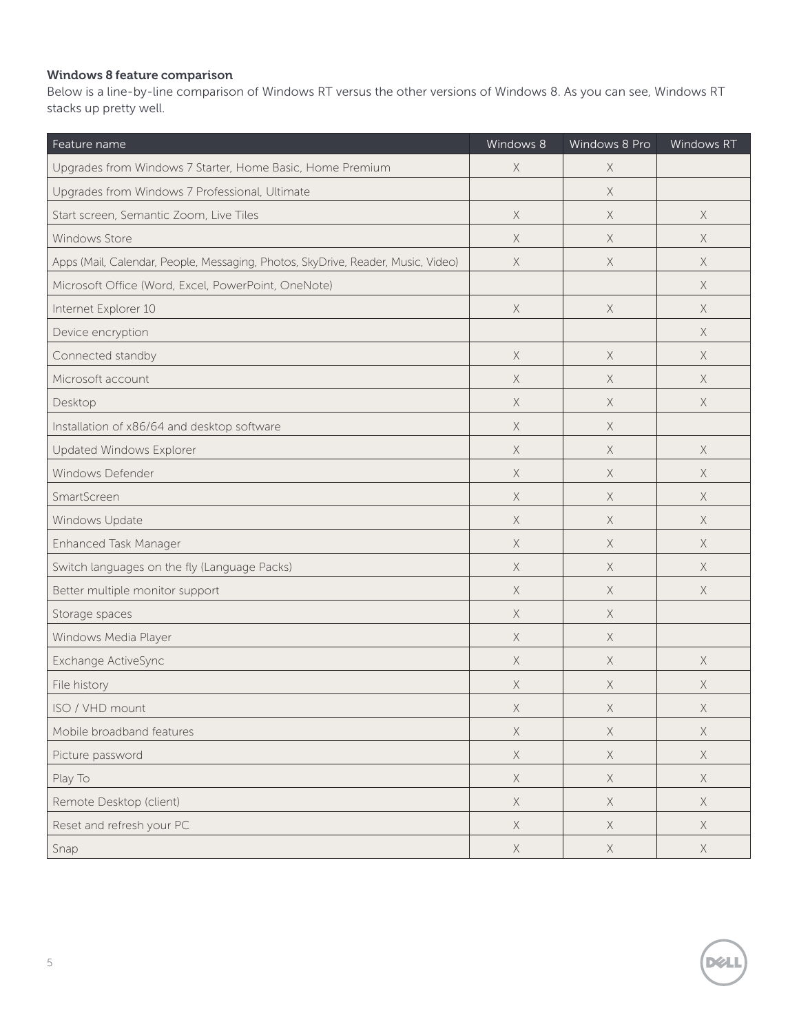### Windows 8 feature comparison

Below is a line-by-line comparison of Windows RT versus the other versions of Windows 8. As you can see, Windows RT stacks up pretty well.

| Feature name | Windows 8 | Windows 8 Pro | Windows RT |
|---|---|---|---|
| Upgrades from Windows 7 Starter, Home Basic, Home Premium | X | X | |
| Upgrades from Windows 7 Professional, Ultimate | | X | |
| Start screen, Semantic Zoom, Live Tiles | X | X | X |
| Windows Store | X | X | X |
| Apps (Mail, Calendar, People, Messaging, Photos, SkyDrive, Reader, Music, Video) | X | X | X |
| Microsoft Office (Word, Excel, PowerPoint, OneNote) | | | X |
| Internet Explorer 10 | X | X | X |
| Device encryption | | | X |
| Connected standby | X | X | X |
| Microsoft account | X | X | X |
| Desktop | X | X | X |
| Installation of x86/64 and desktop software | X | X | |
| Updated Windows Explorer | X | X | X |
| Windows Defender | X | X | X |
| SmartScreen | X | X | X |
| Windows Update | X | X | X |
| Enhanced Task Manager | X | X | X |
| Switch languages on the fly (Language Packs) | X | X | X |
| Better multiple monitor support | X | X | X |
| Storage spaces | X | X | |
| Windows Media Player | X | X | |
| Exchange ActiveSync | X | X | X |
| File history | X | X | X |
| ISO / VHD mount | X | X | X |
| Mobile broadband features | X | X | X |
| Picture password | X | X | X |
| Play To | X | X | X |
| Remote Desktop (client) | X | X | X |
| Reset and refresh your PC | X | X | X |
| Snap | X | X | X |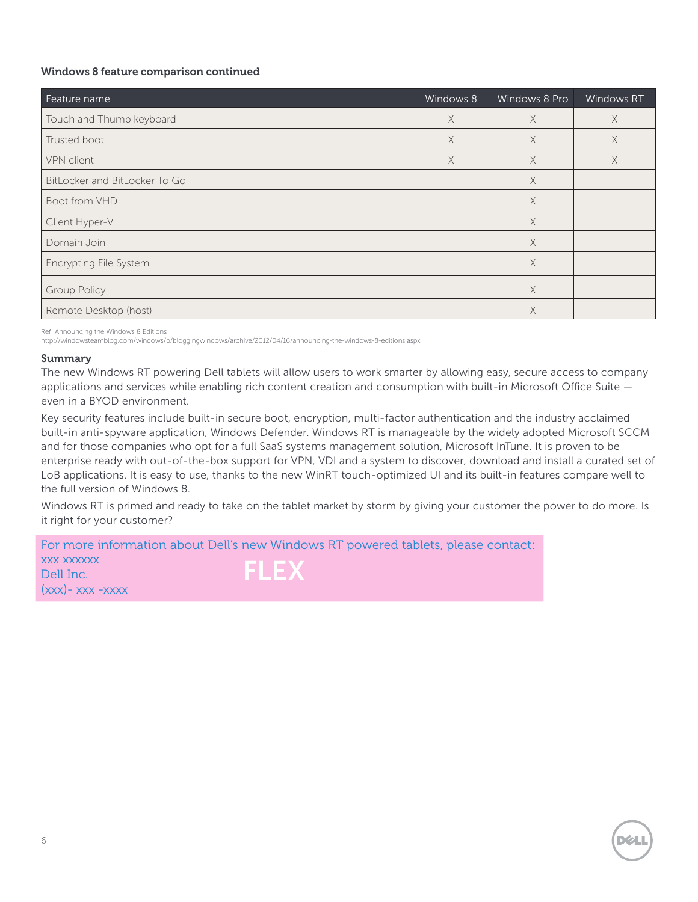**Windows 8 feature comparison continued**

| Feature name | Windows 8 | Windows 8 Pro | Windows RT |
|---|---|---|---|
| Touch and Thumb keyboard | X | X | X |
| Trusted boot | X | X | X |
| VPN client | X | X | X |
| BitLocker and BitLocker To Go | | X | |
| Boot from VHD | | X | |
| Client Hyper-V | | X | |
| Domain Join | | X | |
| Encrypting File System | | X | |
| Group Policy | | X | |
| Remote Desktop (host) | | X | |

Ref: Announcing the Windows 8 Editions
http://windowsteamblog.com/windows/b/bloggingwindows/archive/2012/04/16/announcing-the-windows-8-editions.aspx

**Summary**

The new Windows RT powering Dell tablets will allow users to work smarter by allowing easy, secure access to company applications and services while enabling rich content creation and consumption with built-in Microsoft Office Suite — even in a BYOD environment.

Key security features include built-in secure boot, encryption, multi-factor authentication and the industry acclaimed built-in anti-spyware application, Windows Defender. Windows RT is manageable by the widely adopted Microsoft SCCM and for those companies who opt for a full SaaS systems management solution, Microsoft InTune. It is proven to be enterprise ready with out-of-the-box support for VPN, VDI and a system to discover, download and install a curated set of LoB applications. It is easy to use, thanks to the new WinRT touch-optimized UI and its built-in features compare well to the full version of Windows 8.

Windows RT is primed and ready to take on the tablet market by storm by giving your customer the power to do more. Is it right for your customer?

For more information about Dell's new Windows RT powered tablets, please contact:
xxx xxxxxx
Dell Inc.
(xxx)- xxx -xxxx

FLEX